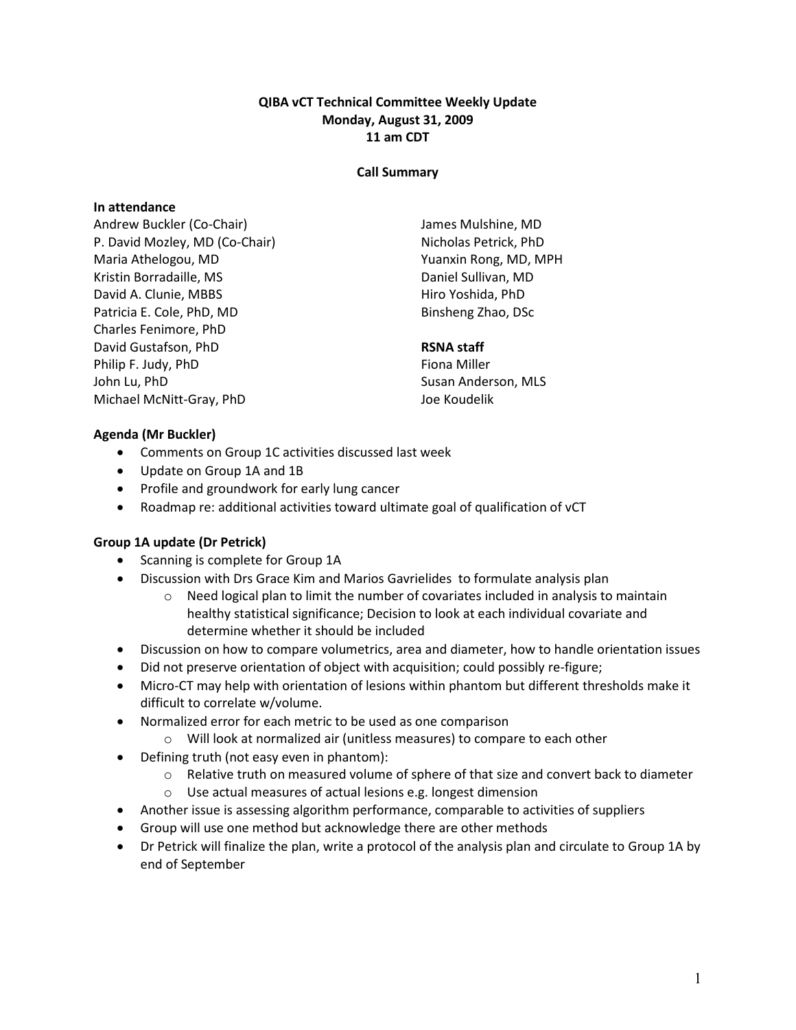**QIBA vCT Technical Committee Weekly Update**
**Monday, August 31, 2009**
**11 am CDT**

**Call Summary**

**In attendance**

Andrew Buckler (Co-Chair)
P. David Mozley, MD (Co-Chair)
Maria Athelogou, MD
Kristin Borradaille, MS
David A. Clunie, MBBS
Patricia E. Cole, PhD, MD
Charles Fenimore, PhD
David Gustafson, PhD
Philip F. Judy, PhD
John Lu, PhD
Michael McNitt-Gray, PhD
James Mulshine, MD
Nicholas Petrick, PhD
Yuanxin Rong, MD, MPH
Daniel Sullivan, MD
Hiro Yoshida, PhD
Binsheng Zhao, DSc

**RSNA staff**

Fiona Miller
Susan Anderson, MLS
Joe Koudelik

**Agenda (Mr Buckler)**

- Comments on Group 1C activities discussed last week
- Update on Group 1A and 1B
- Profile and groundwork for early lung cancer
- Roadmap re: additional activities toward ultimate goal of qualification of vCT

**Group 1A update (Dr Petrick)**

- Scanning is complete for Group 1A
- Discussion with Drs Grace Kim and Marios Gavrielides to formulate analysis plan
  - Need logical plan to limit the number of covariates included in analysis to maintain healthy statistical significance; Decision to look at each individual covariate and determine whether it should be included
- Discussion on how to compare volumetrics, area and diameter, how to handle orientation issues
- Did not preserve orientation of object with acquisition; could possibly re-figure;
- Micro-CT may help with orientation of lesions within phantom but different thresholds make it difficult to correlate w/volume.
- Normalized error for each metric to be used as one comparison
  - Will look at normalized air (unitless measures) to compare to each other
- Defining truth (not easy even in phantom):
  - Relative truth on measured volume of sphere of that size and convert back to diameter
  - Use actual measures of actual lesions e.g. longest dimension
- Another issue is assessing algorithm performance, comparable to activities of suppliers
- Group will use one method but acknowledge there are other methods
- Dr Petrick will finalize the plan, write a protocol of the analysis plan and circulate to Group 1A by end of September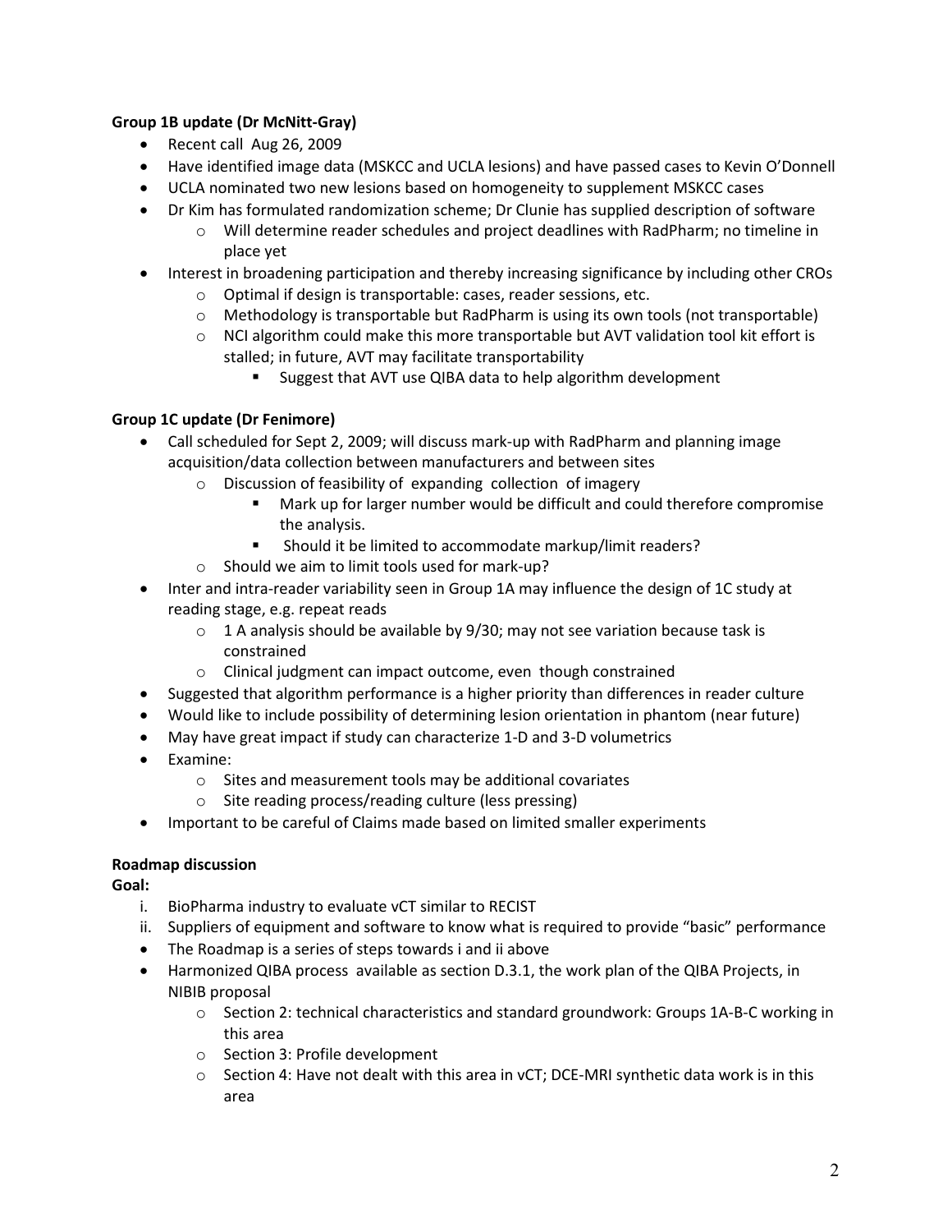**Group 1B update (Dr McNitt-Gray)**

- Recent call Aug 26, 2009
- Have identified image data (MSKCC and UCLA lesions) and have passed cases to Kevin O'Donnell
- UCLA nominated two new lesions based on homogeneity to supplement MSKCC cases
- Dr Kim has formulated randomization scheme; Dr Clunie has supplied description of software
    - Will determine reader schedules and project deadlines with RadPharm; no timeline in place yet
- Interest in broadening participation and thereby increasing significance by including other CROs
    - Optimal if design is transportable: cases, reader sessions, etc.
    - Methodology is transportable but RadPharm is using its own tools (not transportable)
    - NCI algorithm could make this more transportable but AVT validation tool kit effort is stalled; in future, AVT may facilitate transportability
        - Suggest that AVT use QIBA data to help algorithm development

**Group 1C update (Dr Fenimore)**

- Call scheduled for Sept 2, 2009; will discuss mark-up with RadPharm and planning image acquisition/data collection between manufacturers and between sites
    - Discussion of feasibility of expanding collection of imagery
        - Mark up for larger number would be difficult and could therefore compromise the analysis.
        - Should it be limited to accommodate markup/limit readers?
    - Should we aim to limit tools used for mark-up?
- Inter and intra-reader variability seen in Group 1A may influence the design of 1C study at reading stage, e.g. repeat reads
    - 1 A analysis should be available by 9/30; may not see variation because task is constrained
    - Clinical judgment can impact outcome, even though constrained
- Suggested that algorithm performance is a higher priority than differences in reader culture
- Would like to include possibility of determining lesion orientation in phantom (near future)
- May have great impact if study can characterize 1-D and 3-D volumetrics
- Examine:
    - Sites and measurement tools may be additional covariates
    - Site reading process/reading culture (less pressing)
- Important to be careful of Claims made based on limited smaller experiments

**Roadmap discussion**

**Goal:**

i. BioPharma industry to evaluate vCT similar to RECIST
ii. Suppliers of equipment and software to know what is required to provide "basic" performance

- The Roadmap is a series of steps towards i and ii above
- Harmonized QIBA process available as section D.3.1, the work plan of the QIBA Projects, in NIBIB proposal
    - Section 2: technical characteristics and standard groundwork: Groups 1A-B-C working in this area
    - Section 3: Profile development
    - Section 4: Have not dealt with this area in vCT; DCE-MRI synthetic data work is in this area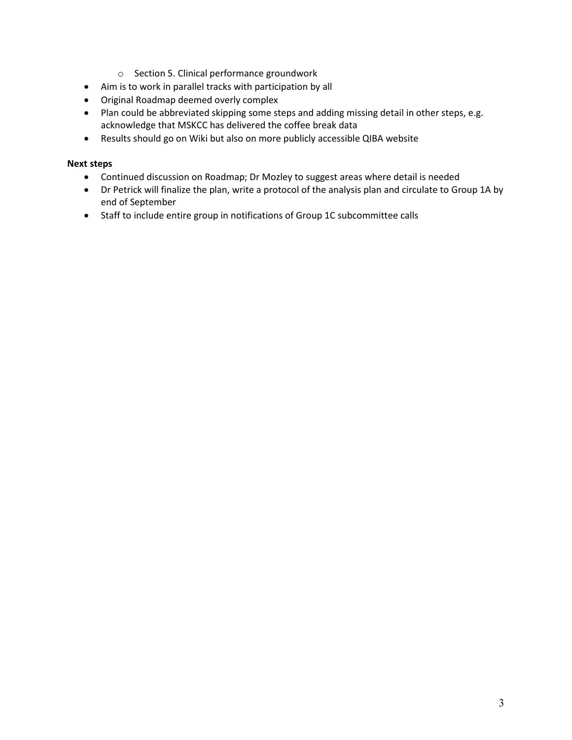- Section 5. Clinical performance groundwork
- Aim is to work in parallel tracks with participation by all
- Original Roadmap deemed overly complex
- Plan could be abbreviated skipping some steps and adding missing detail in other steps, e.g. acknowledge that MSKCC has delivered the coffee break data
- Results should go on Wiki but also on more publicly accessible QIBA website

**Next steps**

- Continued discussion on Roadmap; Dr Mozley to suggest areas where detail is needed
- Dr Petrick will finalize the plan, write a protocol of the analysis plan and circulate to Group 1A by end of September
- Staff to include entire group in notifications of Group 1C subcommittee calls